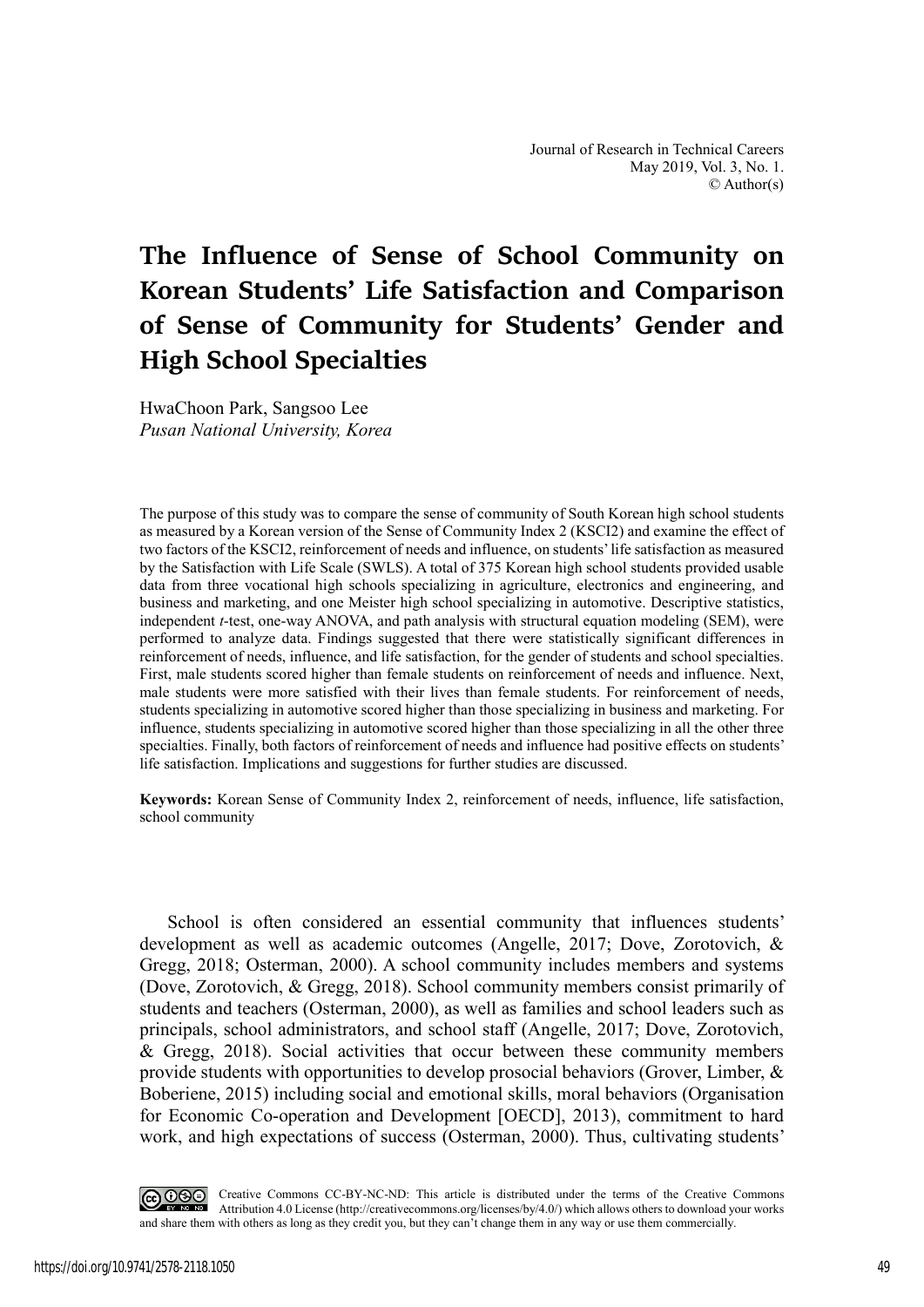# The Influence of Sense of School Community on Korean Students' Life Satisfaction and Comparison of Sense of Community for Students' Gender and High School Specialties

HwaChoon Park, Sangsoo Lee
*Pusan National University, Korea*

The purpose of this study was to compare the sense of community of South Korean high school students as measured by a Korean version of the Sense of Community Index 2 (KSCI2) and examine the effect of two factors of the KSCI2, reinforcement of needs and influence, on students' life satisfaction as measured by the Satisfaction with Life Scale (SWLS). A total of 375 Korean high school students provided usable data from three vocational high schools specializing in agriculture, electronics and engineering, and business and marketing, and one Meister high school specializing in automotive. Descriptive statistics, independent *t*-test, one-way ANOVA, and path analysis with structural equation modeling (SEM), were performed to analyze data. Findings suggested that there were statistically significant differences in reinforcement of needs, influence, and life satisfaction, for the gender of students and school specialties. First, male students scored higher than female students on reinforcement of needs and influence. Next, male students were more satisfied with their lives than female students. For reinforcement of needs, students specializing in automotive scored higher than those specializing in business and marketing. For influence, students specializing in automotive scored higher than those specializing in all the other three specialties. Finally, both factors of reinforcement of needs and influence had positive effects on students' life satisfaction. Implications and suggestions for further studies are discussed.

**Keywords:** Korean Sense of Community Index 2, reinforcement of needs, influence, life satisfaction, school community

School is often considered an essential community that influences students' development as well as academic outcomes (Angelle, 2017; Dove, Zorotovich, & Gregg, 2018; Osterman, 2000). A school community includes members and systems (Dove, Zorotovich, & Gregg, 2018). School community members consist primarily of students and teachers (Osterman, 2000), as well as families and school leaders such as principals, school administrators, and school staff (Angelle, 2017; Dove, Zorotovich, & Gregg, 2018). Social activities that occur between these community members provide students with opportunities to develop prosocial behaviors (Grover, Limber, & Boberiene, 2015) including social and emotional skills, moral behaviors (Organisation for Economic Co-operation and Development [OECD], 2013), commitment to hard work, and high expectations of success (Osterman, 2000). Thus, cultivating students'

Creative Commons CC-BY-NC-ND: This article is distributed under the terms of the Creative Commons Attribution 4.0 License (http://creativecommons.org/licenses/by/4.0/) which allows others to download your works and share them with others as long as they credit you, but they can't change them in any way or use them commercially.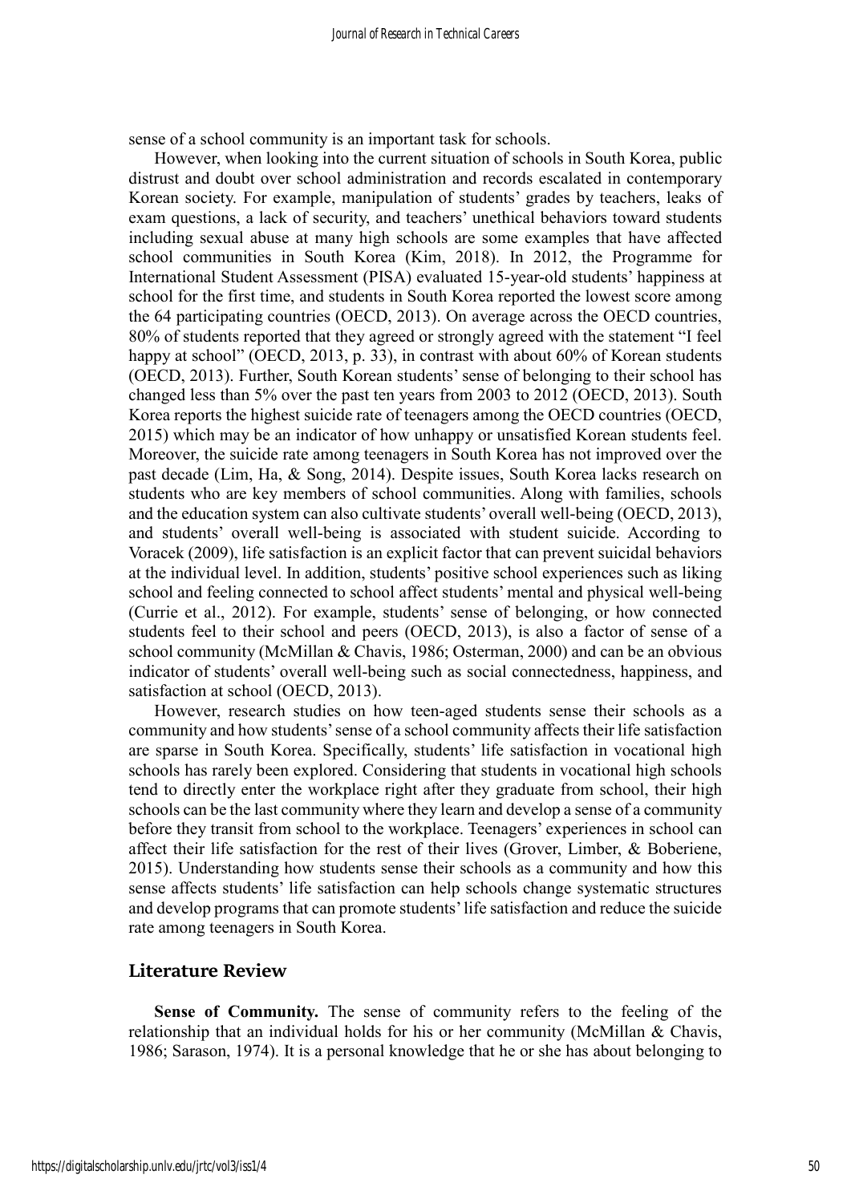sense of a school community is an important task for schools.

However, when looking into the current situation of schools in South Korea, public distrust and doubt over school administration and records escalated in contemporary Korean society. For example, manipulation of students' grades by teachers, leaks of exam questions, a lack of security, and teachers' unethical behaviors toward students including sexual abuse at many high schools are some examples that have affected school communities in South Korea (Kim, 2018). In 2012, the Programme for International Student Assessment (PISA) evaluated 15-year-old students' happiness at school for the first time, and students in South Korea reported the lowest score among the 64 participating countries (OECD, 2013). On average across the OECD countries, 80% of students reported that they agreed or strongly agreed with the statement "I feel happy at school" (OECD, 2013, p. 33), in contrast with about 60% of Korean students (OECD, 2013). Further, South Korean students' sense of belonging to their school has changed less than 5% over the past ten years from 2003 to 2012 (OECD, 2013). South Korea reports the highest suicide rate of teenagers among the OECD countries (OECD, 2015) which may be an indicator of how unhappy or unsatisfied Korean students feel. Moreover, the suicide rate among teenagers in South Korea has not improved over the past decade (Lim, Ha, & Song, 2014). Despite issues, South Korea lacks research on students who are key members of school communities. Along with families, schools and the education system can also cultivate students' overall well-being (OECD, 2013), and students' overall well-being is associated with student suicide. According to Voracek (2009), life satisfaction is an explicit factor that can prevent suicidal behaviors at the individual level. In addition, students' positive school experiences such as liking school and feeling connected to school affect students' mental and physical well-being (Currie et al., 2012). For example, students' sense of belonging, or how connected students feel to their school and peers (OECD, 2013), is also a factor of sense of a school community (McMillan & Chavis, 1986; Osterman, 2000) and can be an obvious indicator of students' overall well-being such as social connectedness, happiness, and satisfaction at school (OECD, 2013).

However, research studies on how teen-aged students sense their schools as a community and how students' sense of a school community affects their life satisfaction are sparse in South Korea. Specifically, students' life satisfaction in vocational high schools has rarely been explored. Considering that students in vocational high schools tend to directly enter the workplace right after they graduate from school, their high schools can be the last community where they learn and develop a sense of a community before they transit from school to the workplace. Teenagers' experiences in school can affect their life satisfaction for the rest of their lives (Grover, Limber, & Boberiene, 2015). Understanding how students sense their schools as a community and how this sense affects students' life satisfaction can help schools change systematic structures and develop programs that can promote students' life satisfaction and reduce the suicide rate among teenagers in South Korea.

## Literature Review

**Sense of Community.** The sense of community refers to the feeling of the relationship that an individual holds for his or her community (McMillan & Chavis, 1986; Sarason, 1974). It is a personal knowledge that he or she has about belonging to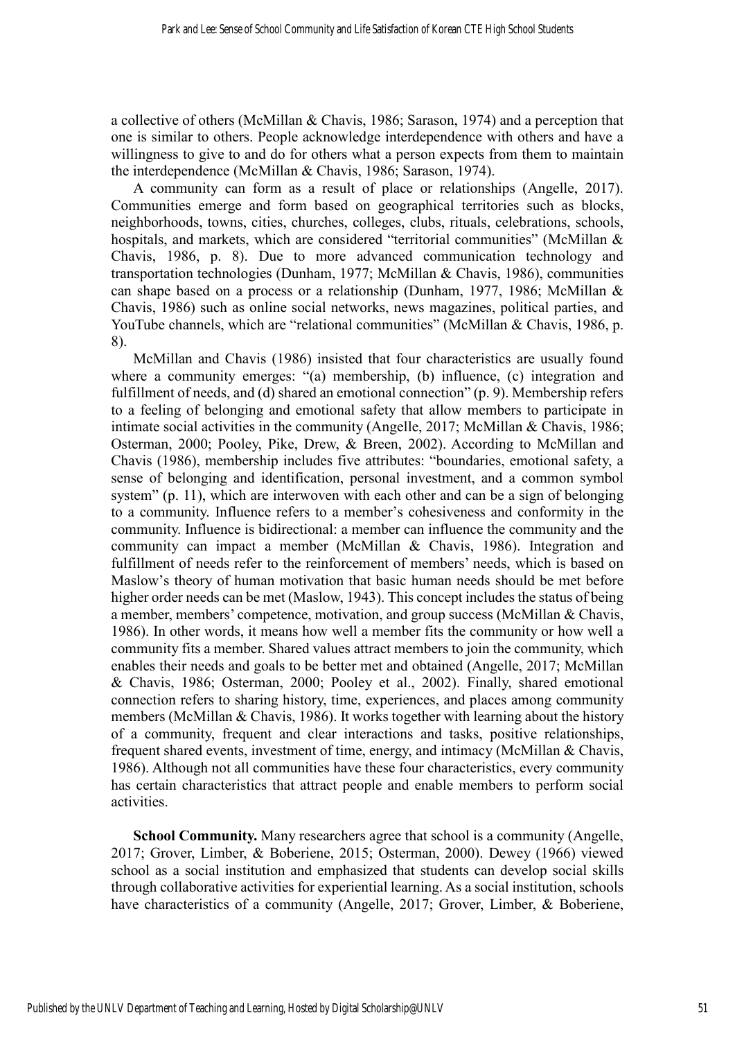a collective of others (McMillan & Chavis, 1986; Sarason, 1974) and a perception that one is similar to others. People acknowledge interdependence with others and have a willingness to give to and do for others what a person expects from them to maintain the interdependence (McMillan & Chavis, 1986; Sarason, 1974).

A community can form as a result of place or relationships (Angelle, 2017). Communities emerge and form based on geographical territories such as blocks, neighborhoods, towns, cities, churches, colleges, clubs, rituals, celebrations, schools, hospitals, and markets, which are considered "territorial communities" (McMillan & Chavis, 1986, p. 8). Due to more advanced communication technology and transportation technologies (Dunham, 1977; McMillan & Chavis, 1986), communities can shape based on a process or a relationship (Dunham, 1977, 1986; McMillan & Chavis, 1986) such as online social networks, news magazines, political parties, and YouTube channels, which are "relational communities" (McMillan & Chavis, 1986, p. 8).

McMillan and Chavis (1986) insisted that four characteristics are usually found where a community emerges: "(a) membership, (b) influence, (c) integration and fulfillment of needs, and (d) shared an emotional connection" (p. 9). Membership refers to a feeling of belonging and emotional safety that allow members to participate in intimate social activities in the community (Angelle, 2017; McMillan & Chavis, 1986; Osterman, 2000; Pooley, Pike, Drew, & Breen, 2002). According to McMillan and Chavis (1986), membership includes five attributes: "boundaries, emotional safety, a sense of belonging and identification, personal investment, and a common symbol system" (p. 11), which are interwoven with each other and can be a sign of belonging to a community. Influence refers to a member's cohesiveness and conformity in the community. Influence is bidirectional: a member can influence the community and the community can impact a member (McMillan & Chavis, 1986). Integration and fulfillment of needs refer to the reinforcement of members' needs, which is based on Maslow's theory of human motivation that basic human needs should be met before higher order needs can be met (Maslow, 1943). This concept includes the status of being a member, members' competence, motivation, and group success (McMillan & Chavis, 1986). In other words, it means how well a member fits the community or how well a community fits a member. Shared values attract members to join the community, which enables their needs and goals to be better met and obtained (Angelle, 2017; McMillan & Chavis, 1986; Osterman, 2000; Pooley et al., 2002). Finally, shared emotional connection refers to sharing history, time, experiences, and places among community members (McMillan & Chavis, 1986). It works together with learning about the history of a community, frequent and clear interactions and tasks, positive relationships, frequent shared events, investment of time, energy, and intimacy (McMillan & Chavis, 1986). Although not all communities have these four characteristics, every community has certain characteristics that attract people and enable members to perform social activities.

**School Community.** Many researchers agree that school is a community (Angelle, 2017; Grover, Limber, & Boberiene, 2015; Osterman, 2000). Dewey (1966) viewed school as a social institution and emphasized that students can develop social skills through collaborative activities for experiential learning. As a social institution, schools have characteristics of a community (Angelle, 2017; Grover, Limber, & Boberiene,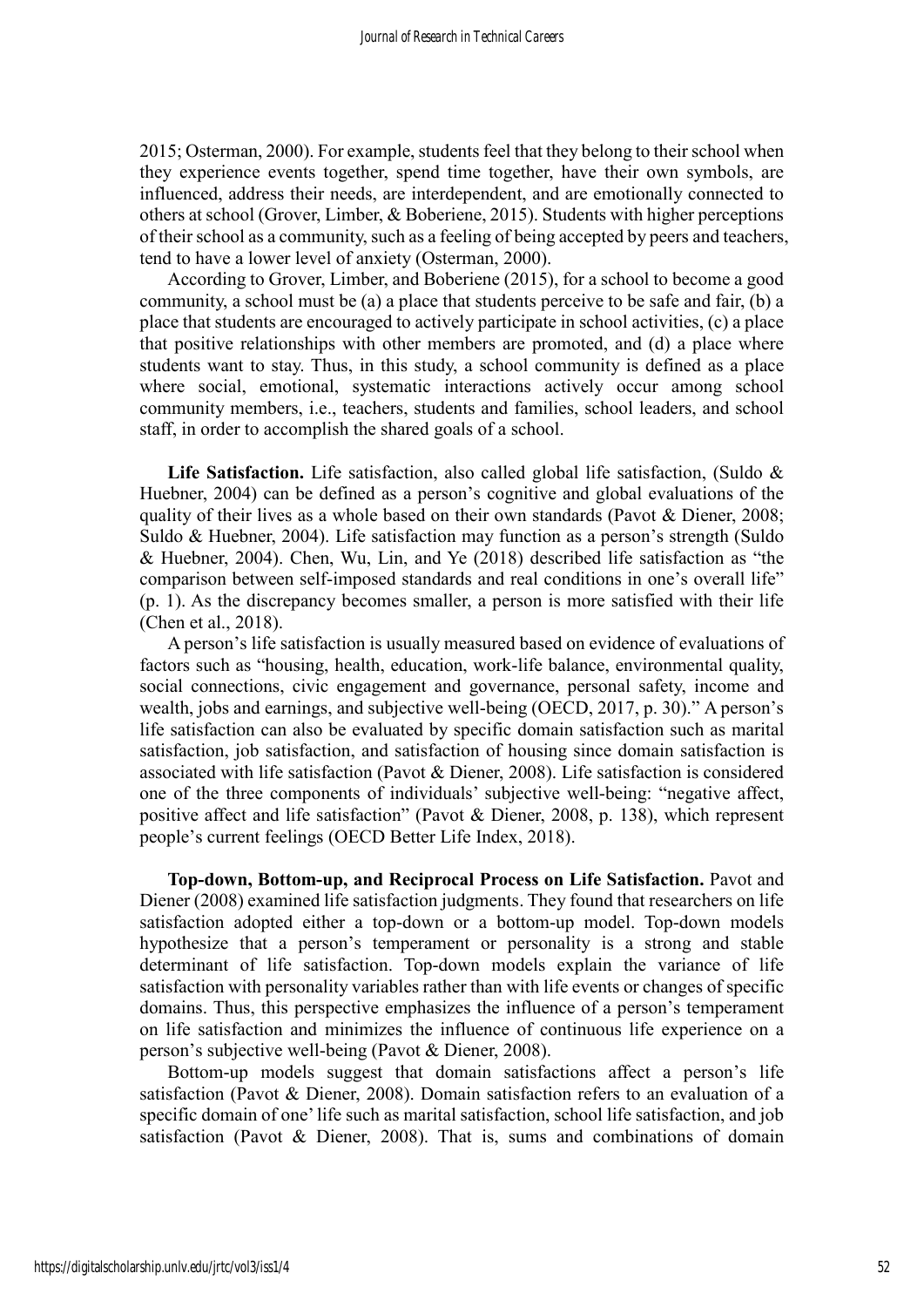2015; Osterman, 2000). For example, students feel that they belong to their school when they experience events together, spend time together, have their own symbols, are influenced, address their needs, are interdependent, and are emotionally connected to others at school (Grover, Limber, & Boberiene, 2015). Students with higher perceptions of their school as a community, such as a feeling of being accepted by peers and teachers, tend to have a lower level of anxiety (Osterman, 2000).

According to Grover, Limber, and Boberiene (2015), for a school to become a good community, a school must be (a) a place that students perceive to be safe and fair, (b) a place that students are encouraged to actively participate in school activities, (c) a place that positive relationships with other members are promoted, and (d) a place where students want to stay. Thus, in this study, a school community is defined as a place where social, emotional, systematic interactions actively occur among school community members, i.e., teachers, students and families, school leaders, and school staff, in order to accomplish the shared goals of a school.

**Life Satisfaction.** Life satisfaction, also called global life satisfaction, (Suldo & Huebner, 2004) can be defined as a person's cognitive and global evaluations of the quality of their lives as a whole based on their own standards (Pavot & Diener, 2008; Suldo & Huebner, 2004). Life satisfaction may function as a person's strength (Suldo & Huebner, 2004). Chen, Wu, Lin, and Ye (2018) described life satisfaction as "the comparison between self-imposed standards and real conditions in one's overall life" (p. 1). As the discrepancy becomes smaller, a person is more satisfied with their life (Chen et al., 2018).

A person's life satisfaction is usually measured based on evidence of evaluations of factors such as "housing, health, education, work-life balance, environmental quality, social connections, civic engagement and governance, personal safety, income and wealth, jobs and earnings, and subjective well-being (OECD, 2017, p. 30)." A person's life satisfaction can also be evaluated by specific domain satisfaction such as marital satisfaction, job satisfaction, and satisfaction of housing since domain satisfaction is associated with life satisfaction (Pavot & Diener, 2008). Life satisfaction is considered one of the three components of individuals' subjective well-being: "negative affect, positive affect and life satisfaction" (Pavot & Diener, 2008, p. 138), which represent people's current feelings (OECD Better Life Index, 2018).

**Top-down, Bottom-up, and Reciprocal Process on Life Satisfaction.** Pavot and Diener (2008) examined life satisfaction judgments. They found that researchers on life satisfaction adopted either a top-down or a bottom-up model. Top-down models hypothesize that a person's temperament or personality is a strong and stable determinant of life satisfaction. Top-down models explain the variance of life satisfaction with personality variables rather than with life events or changes of specific domains. Thus, this perspective emphasizes the influence of a person's temperament on life satisfaction and minimizes the influence of continuous life experience on a person's subjective well-being (Pavot & Diener, 2008).

Bottom-up models suggest that domain satisfactions affect a person's life satisfaction (Pavot & Diener, 2008). Domain satisfaction refers to an evaluation of a specific domain of one' life such as marital satisfaction, school life satisfaction, and job satisfaction (Pavot & Diener, 2008). That is, sums and combinations of domain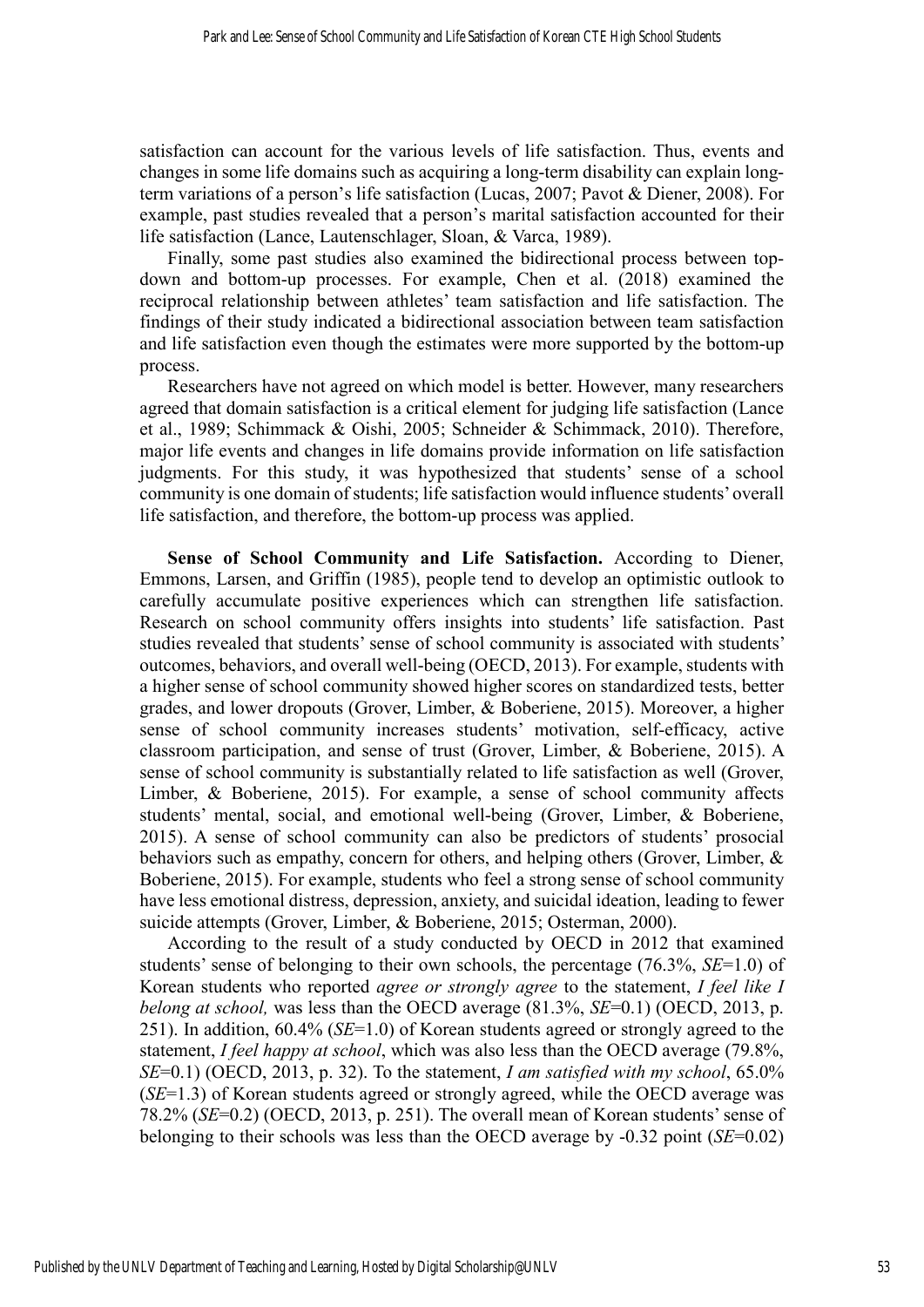satisfaction can account for the various levels of life satisfaction. Thus, events and changes in some life domains such as acquiring a long-term disability can explain long-term variations of a person's life satisfaction (Lucas, 2007; Pavot & Diener, 2008). For example, past studies revealed that a person's marital satisfaction accounted for their life satisfaction (Lance, Lautenschlager, Sloan, & Varca, 1989).

Finally, some past studies also examined the bidirectional process between top-down and bottom-up processes. For example, Chen et al. (2018) examined the reciprocal relationship between athletes' team satisfaction and life satisfaction. The findings of their study indicated a bidirectional association between team satisfaction and life satisfaction even though the estimates were more supported by the bottom-up process.

Researchers have not agreed on which model is better. However, many researchers agreed that domain satisfaction is a critical element for judging life satisfaction (Lance et al., 1989; Schimmack & Oishi, 2005; Schneider & Schimmack, 2010). Therefore, major life events and changes in life domains provide information on life satisfaction judgments. For this study, it was hypothesized that students' sense of a school community is one domain of students; life satisfaction would influence students' overall life satisfaction, and therefore, the bottom-up process was applied.

**Sense of School Community and Life Satisfaction.** According to Diener, Emmons, Larsen, and Griffin (1985), people tend to develop an optimistic outlook to carefully accumulate positive experiences which can strengthen life satisfaction. Research on school community offers insights into students' life satisfaction. Past studies revealed that students' sense of school community is associated with students' outcomes, behaviors, and overall well-being (OECD, 2013). For example, students with a higher sense of school community showed higher scores on standardized tests, better grades, and lower dropouts (Grover, Limber, & Boberiene, 2015). Moreover, a higher sense of school community increases students' motivation, self-efficacy, active classroom participation, and sense of trust (Grover, Limber, & Boberiene, 2015). A sense of school community is substantially related to life satisfaction as well (Grover, Limber, & Boberiene, 2015). For example, a sense of school community affects students' mental, social, and emotional well-being (Grover, Limber, & Boberiene, 2015). A sense of school community can also be predictors of students' prosocial behaviors such as empathy, concern for others, and helping others (Grover, Limber, & Boberiene, 2015). For example, students who feel a strong sense of school community have less emotional distress, depression, anxiety, and suicidal ideation, leading to fewer suicide attempts (Grover, Limber, & Boberiene, 2015; Osterman, 2000).

According to the result of a study conducted by OECD in 2012 that examined students' sense of belonging to their own schools, the percentage (76.3%, *SE*=1.0) of Korean students who reported *agree or strongly agree* to the statement, *I feel like I belong at school,* was less than the OECD average (81.3%, *SE*=0.1) (OECD, 2013, p. 251). In addition, 60.4% (*SE*=1.0) of Korean students agreed or strongly agreed to the statement, *I feel happy at school*, which was also less than the OECD average (79.8%, *SE*=0.1) (OECD, 2013, p. 32). To the statement, *I am satisfied with my school*, 65.0% (*SE*=1.3) of Korean students agreed or strongly agreed, while the OECD average was 78.2% (*SE*=0.2) (OECD, 2013, p. 251). The overall mean of Korean students' sense of belonging to their schools was less than the OECD average by -0.32 point (*SE*=0.02)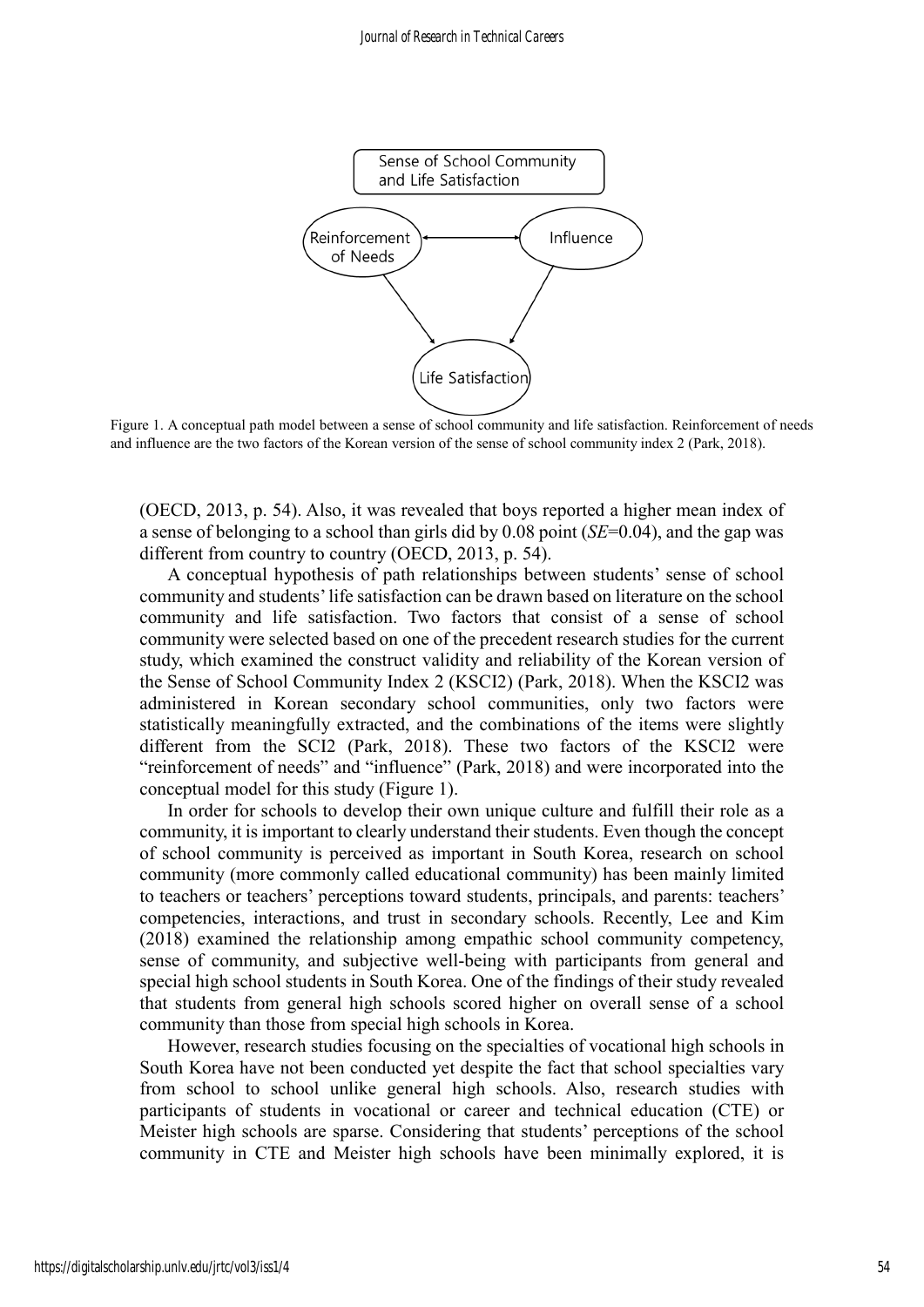Figure 1. A conceptual path model between a sense of school community and life satisfaction. Reinforcement of needs and influence are the two factors of the Korean version of the sense of school community index 2 (Park, 2018).

(OECD, 2013, p. 54). Also, it was revealed that boys reported a higher mean index of a sense of belonging to a school than girls did by 0.08 point (*SE*=0.04), and the gap was different from country to country (OECD, 2013, p. 54).

A conceptual hypothesis of path relationships between students' sense of school community and students' life satisfaction can be drawn based on literature on the school community and life satisfaction. Two factors that consist of a sense of school community were selected based on one of the precedent research studies for the current study, which examined the construct validity and reliability of the Korean version of the Sense of School Community Index 2 (KSCI2) (Park, 2018). When the KSCI2 was administered in Korean secondary school communities, only two factors were statistically meaningfully extracted, and the combinations of the items were slightly different from the SCI2 (Park, 2018). These two factors of the KSCI2 were "reinforcement of needs" and "influence" (Park, 2018) and were incorporated into the conceptual model for this study (Figure 1).

In order for schools to develop their own unique culture and fulfill their role as a community, it is important to clearly understand their students. Even though the concept of school community is perceived as important in South Korea, research on school community (more commonly called educational community) has been mainly limited to teachers or teachers' perceptions toward students, principals, and parents: teachers' competencies, interactions, and trust in secondary schools. Recently, Lee and Kim (2018) examined the relationship among empathic school community competency, sense of community, and subjective well-being with participants from general and special high school students in South Korea. One of the findings of their study revealed that students from general high schools scored higher on overall sense of a school community than those from special high schools in Korea.

However, research studies focusing on the specialties of vocational high schools in South Korea have not been conducted yet despite the fact that school specialties vary from school to school unlike general high schools. Also, research studies with participants of students in vocational or career and technical education (CTE) or Meister high schools are sparse. Considering that students' perceptions of the school community in CTE and Meister high schools have been minimally explored, it is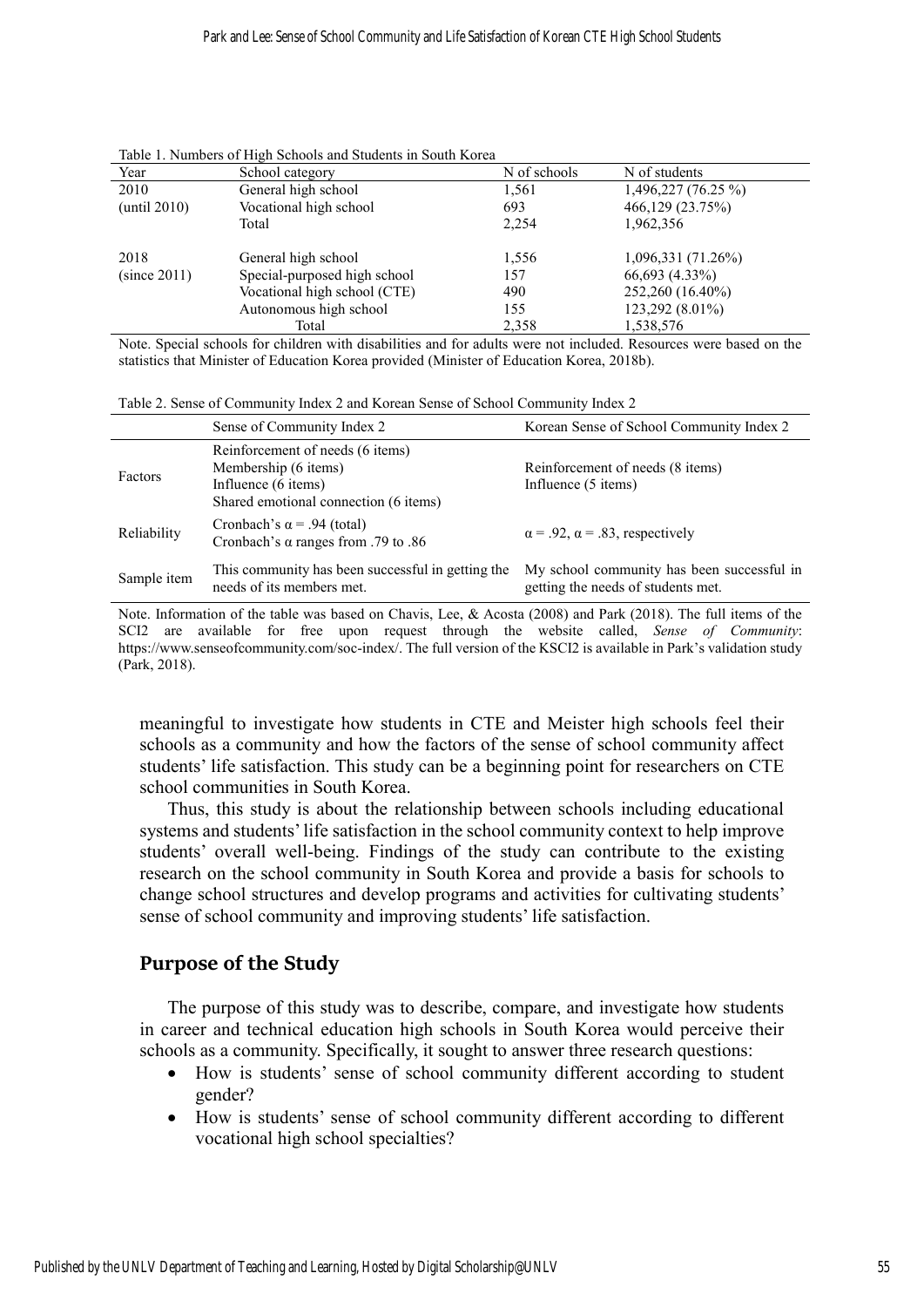Table 1. Numbers of High Schools and Students in South Korea

| Year | School category | N of schools | N of students |
|---|---|---|---|
| 2010 | General high school | 1,561 | 1,496,227 (76.25 %) |
| (until 2010) | Vocational high school | 693 | 466,129 (23.75%) |
| | Total | 2,254 | 1,962,356 |
| 2018 | General high school | 1,556 | 1,096,331 (71.26%) |
| (since 2011) | Special-purposed high school | 157 | 66,693 (4.33%) |
| | Vocational high school (CTE) | 490 | 252,260 (16.40%) |
| | Autonomous high school | 155 | 123,292 (8.01%) |
| | Total | 2,358 | 1,538,576 |

Note. Special schools for children with disabilities and for adults were not included. Resources were based on the statistics that Minister of Education Korea provided (Minister of Education Korea, 2018b).

Table 2. Sense of Community Index 2 and Korean Sense of School Community Index 2

| | Sense of Community Index 2 | Korean Sense of School Community Index 2 |
|---|---|---|
| Factors | Reinforcement of needs (6 items)<br>Membership (6 items)<br>Influence (6 items)<br>Shared emotional connection (6 items) | Reinforcement of needs (8 items)<br>Influence (5 items) |
| Reliability | Cronbach's α = .94 (total)<br>Cronbach's α ranges from .79 to .86 | α = .92, α = .83, respectively |
| Sample item | This community has been successful in getting the needs of its members met. | My school community has been successful in getting the needs of students met. |

Note. Information of the table was based on Chavis, Lee, & Acosta (2008) and Park (2018). The full items of the SCI2 are available for free upon request through the website called, *Sense of Community*: https://www.senseofcommunity.com/soc-index/. The full version of the KSCI2 is available in Park's validation study (Park, 2018).

meaningful to investigate how students in CTE and Meister high schools feel their schools as a community and how the factors of the sense of school community affect students' life satisfaction. This study can be a beginning point for researchers on CTE school communities in South Korea.

Thus, this study is about the relationship between schools including educational systems and students' life satisfaction in the school community context to help improve students' overall well-being. Findings of the study can contribute to the existing research on the school community in South Korea and provide a basis for schools to change school structures and develop programs and activities for cultivating students' sense of school community and improving students' life satisfaction.

## Purpose of the Study

The purpose of this study was to describe, compare, and investigate how students in career and technical education high schools in South Korea would perceive their schools as a community. Specifically, it sought to answer three research questions:

- How is students' sense of school community different according to student gender?
- How is students' sense of school community different according to different vocational high school specialties?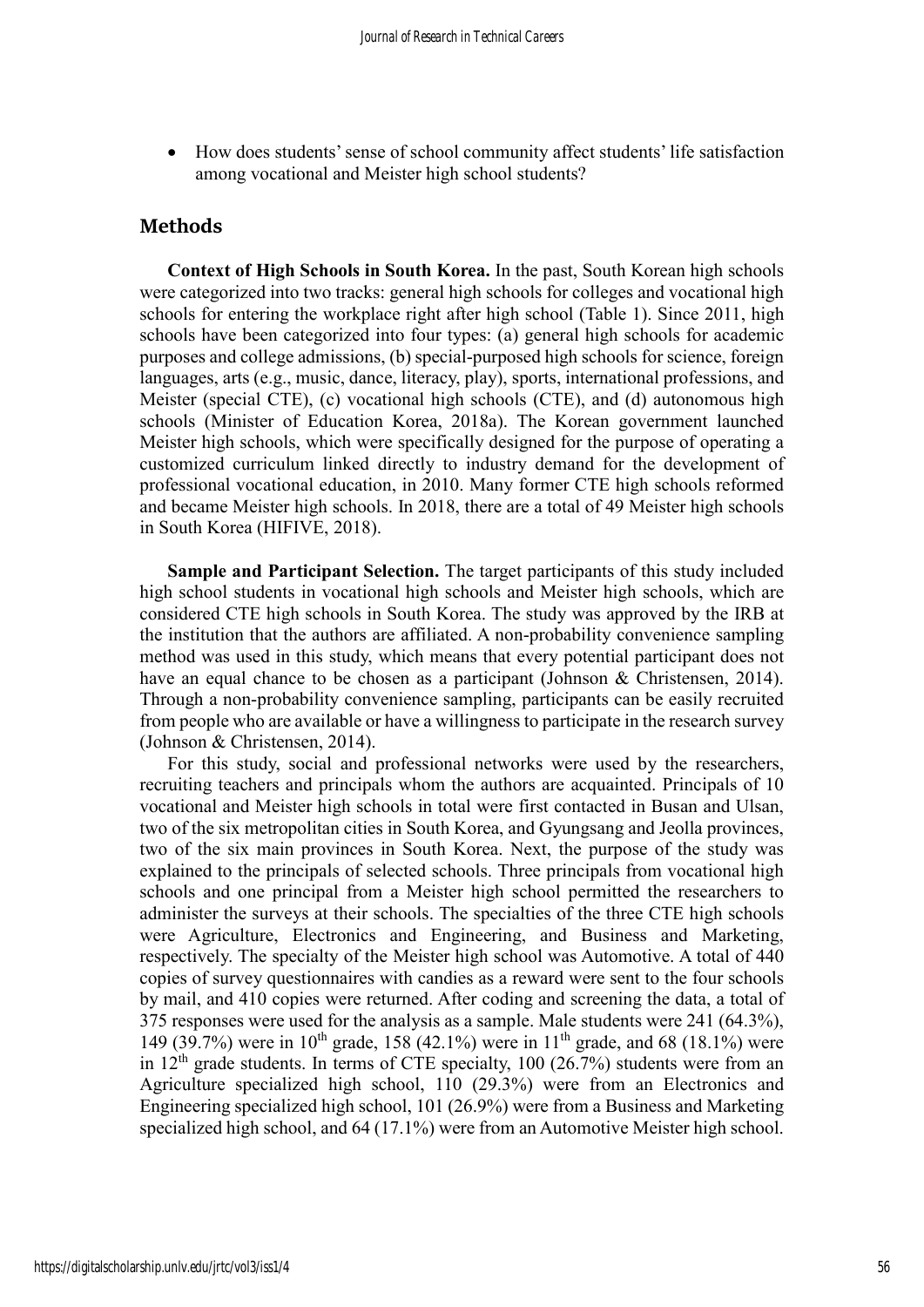- How does students' sense of school community affect students' life satisfaction among vocational and Meister high school students?

## Methods

**Context of High Schools in South Korea.** In the past, South Korean high schools were categorized into two tracks: general high schools for colleges and vocational high schools for entering the workplace right after high school (Table 1). Since 2011, high schools have been categorized into four types: (a) general high schools for academic purposes and college admissions, (b) special-purposed high schools for science, foreign languages, arts (e.g., music, dance, literacy, play), sports, international professions, and Meister (special CTE), (c) vocational high schools (CTE), and (d) autonomous high schools (Minister of Education Korea, 2018a). The Korean government launched Meister high schools, which were specifically designed for the purpose of operating a customized curriculum linked directly to industry demand for the development of professional vocational education, in 2010. Many former CTE high schools reformed and became Meister high schools. In 2018, there are a total of 49 Meister high schools in South Korea (HIFIVE, 2018).

**Sample and Participant Selection.** The target participants of this study included high school students in vocational high schools and Meister high schools, which are considered CTE high schools in South Korea. The study was approved by the IRB at the institution that the authors are affiliated. A non-probability convenience sampling method was used in this study, which means that every potential participant does not have an equal chance to be chosen as a participant (Johnson & Christensen, 2014). Through a non-probability convenience sampling, participants can be easily recruited from people who are available or have a willingness to participate in the research survey (Johnson & Christensen, 2014).

For this study, social and professional networks were used by the researchers, recruiting teachers and principals whom the authors are acquainted. Principals of 10 vocational and Meister high schools in total were first contacted in Busan and Ulsan, two of the six metropolitan cities in South Korea, and Gyungsang and Jeolla provinces, two of the six main provinces in South Korea. Next, the purpose of the study was explained to the principals of selected schools. Three principals from vocational high schools and one principal from a Meister high school permitted the researchers to administer the surveys at their schools. The specialties of the three CTE high schools were Agriculture, Electronics and Engineering, and Business and Marketing, respectively. The specialty of the Meister high school was Automotive. A total of 440 copies of survey questionnaires with candies as a reward were sent to the four schools by mail, and 410 copies were returned. After coding and screening the data, a total of 375 responses were used for the analysis as a sample. Male students were 241 (64.3%), 149 (39.7%) were in 10th grade, 158 (42.1%) were in 11th grade, and 68 (18.1%) were in 12th grade students. In terms of CTE specialty, 100 (26.7%) students were from an Agriculture specialized high school, 110 (29.3%) were from an Electronics and Engineering specialized high school, 101 (26.9%) were from a Business and Marketing specialized high school, and 64 (17.1%) were from an Automotive Meister high school.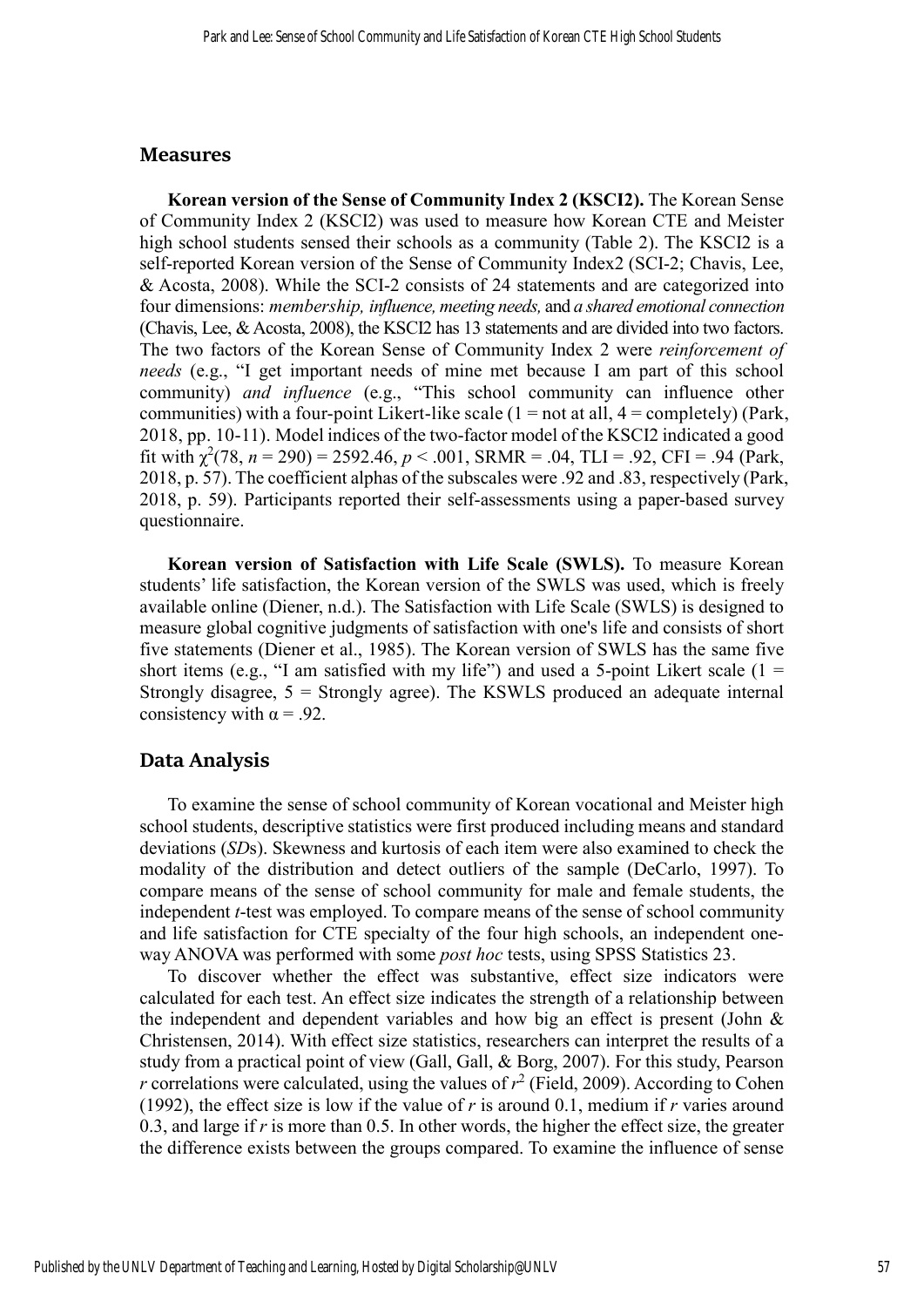## Measures

**Korean version of the Sense of Community Index 2 (KSCI2).** The Korean Sense of Community Index 2 (KSCI2) was used to measure how Korean CTE and Meister high school students sensed their schools as a community (Table 2). The KSCI2 is a self-reported Korean version of the Sense of Community Index2 (SCI-2; Chavis, Lee, & Acosta, 2008). While the SCI-2 consists of 24 statements and are categorized into four dimensions: *membership, influence, meeting needs,* and *a shared emotional connection* (Chavis, Lee, & Acosta, 2008), the KSCI2 has 13 statements and are divided into two factors. The two factors of the Korean Sense of Community Index 2 were *reinforcement of needs* (e.g., "I get important needs of mine met because I am part of this school community) *and influence* (e.g., "This school community can influence other communities) with a four-point Likert-like scale (1 = not at all, 4 = completely) (Park, 2018, pp. 10-11). Model indices of the two-factor model of the KSCI2 indicated a good fit with $\chi^2(78, n = 290) = 2592.46, p < .001$, SRMR = .04, TLI = .92, CFI = .94 (Park, 2018, p. 57). The coefficient alphas of the subscales were .92 and .83, respectively (Park, 2018, p. 59). Participants reported their self-assessments using a paper-based survey questionnaire.

**Korean version of Satisfaction with Life Scale (SWLS).** To measure Korean students' life satisfaction, the Korean version of the SWLS was used, which is freely available online (Diener, n.d.). The Satisfaction with Life Scale (SWLS) is designed to measure global cognitive judgments of satisfaction with one's life and consists of short five statements (Diener et al., 1985). The Korean version of SWLS has the same five short items (e.g., "I am satisfied with my life") and used a 5-point Likert scale (1 = Strongly disagree, 5 = Strongly agree). The KSWLS produced an adequate internal consistency with $\alpha = .92$.

## Data Analysis

To examine the sense of school community of Korean vocational and Meister high school students, descriptive statistics were first produced including means and standard deviations (*SD*s). Skewness and kurtosis of each item were also examined to check the modality of the distribution and detect outliers of the sample (DeCarlo, 1997). To compare means of the sense of school community for male and female students, the independent *t*-test was employed. To compare means of the sense of school community and life satisfaction for CTE specialty of the four high schools, an independent one-way ANOVA was performed with some *post hoc* tests, using SPSS Statistics 23.

To discover whether the effect was substantive, effect size indicators were calculated for each test. An effect size indicates the strength of a relationship between the independent and dependent variables and how big an effect is present (John & Christensen, 2014). With effect size statistics, researchers can interpret the results of a study from a practical point of view (Gall, Gall, & Borg, 2007). For this study, Pearson $r$ correlations were calculated, using the values of $r^2$ (Field, 2009). According to Cohen (1992), the effect size is low if the value of $r$ is around 0.1, medium if $r$ varies around 0.3, and large if $r$ is more than 0.5. In other words, the higher the effect size, the greater the difference exists between the groups compared. To examine the influence of sense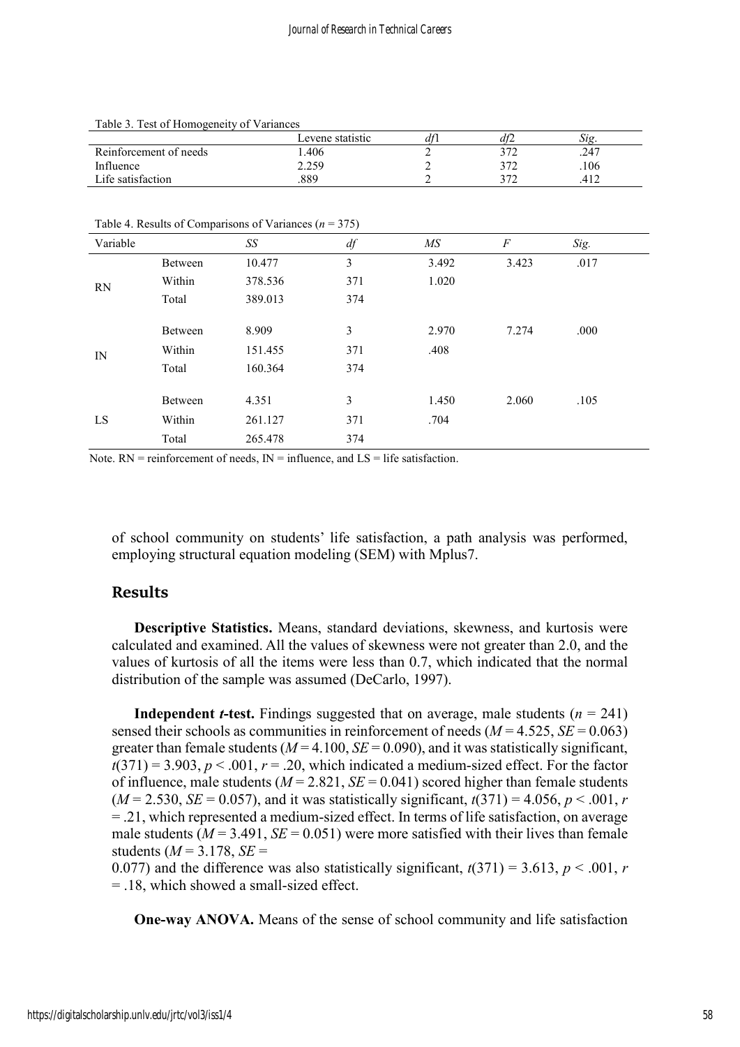Table 3. Test of Homogeneity of Variances

| | Levene statistic | *df*1 | *df*2 | *Sig.* |
|---|---|---|---|---|
| Reinforcement of needs | 1.406 | 2 | 372 | .247 |
| Influence | 2.259 | 2 | 372 | .106 |
| Life satisfaction | .889 | 2 | 372 | .412 |

Table 4. Results of Comparisons of Variances ($n$ = 375)

| Variable | | *SS* | *df* | *MS* | *F* | *Sig.* |
|---|---|---|---|---|---|---|
| RN | Between | 10.477 | 3 | 3.492 | 3.423 | .017 |
| | Within | 378.536 | 371 | 1.020 | | |
| | Total | 389.013 | 374 | | | |
| IN | Between | 8.909 | 3 | 2.970 | 7.274 | .000 |
| | Within | 151.455 | 371 | .408 | | |
| | Total | 160.364 | 374 | | | |
| LS | Between | 4.351 | 3 | 1.450 | 2.060 | .105 |
| | Within | 261.127 | 371 | .704 | | |
| | Total | 265.478 | 374 | | | |

Note. RN = reinforcement of needs, IN = influence, and LS = life satisfaction.

of school community on students' life satisfaction, a path analysis was performed, employing structural equation modeling (SEM) with Mplus7.

## Results

**Descriptive Statistics.** Means, standard deviations, skewness, and kurtosis were calculated and examined. All the values of skewness were not greater than 2.0, and the values of kurtosis of all the items were less than 0.7, which indicated that the normal distribution of the sample was assumed (DeCarlo, 1997).

**Independent *t*-test.** Findings suggested that on average, male students ($n$ = 241) sensed their schools as communities in reinforcement of needs ($M$ = 4.525, $SE$ = 0.063) greater than female students ($M$ = 4.100, $SE$ = 0.090), and it was statistically significant, $t(371) = 3.903$, $p < .001$, $r = .20$, which indicated a medium-sized effect. For the factor of influence, male students ($M$ = 2.821, $SE$ = 0.041) scored higher than female students ($M$ = 2.530, $SE$ = 0.057), and it was statistically significant, $t(371) = 4.056$, $p < .001$, $r = .21$, which represented a medium-sized effect. In terms of life satisfaction, on average male students ($M$ = 3.491, $SE$ = 0.051) were more satisfied with their lives than female students ($M$ = 3.178, $SE$ = 0.077) and the difference was also statistically significant, $t(371) = 3.613$, $p < .001$, $r = .18$, which showed a small-sized effect.

**One-way ANOVA.** Means of the sense of school community and life satisfaction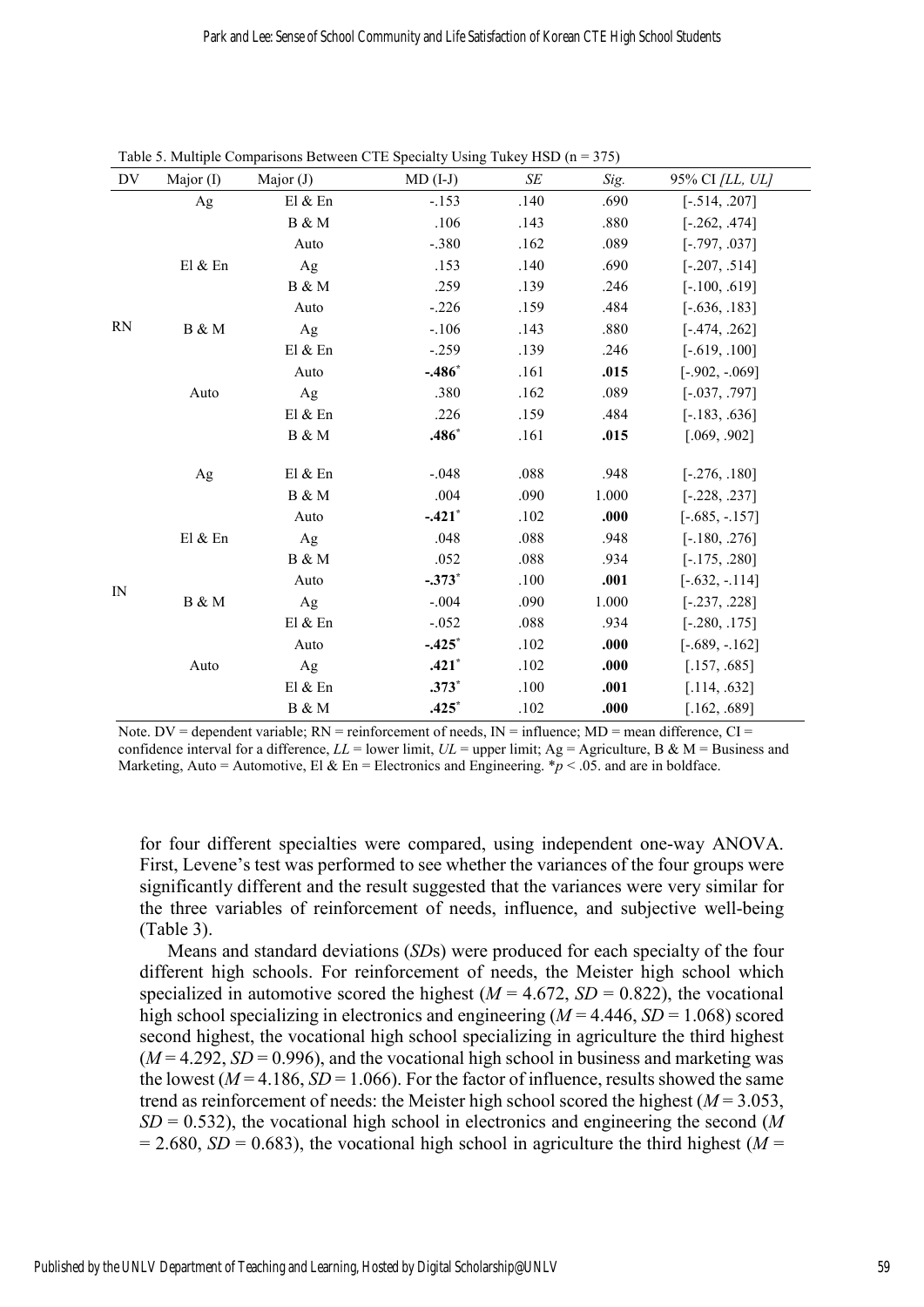Table 5. Multiple Comparisons Between CTE Specialty Using Tukey HSD (n = 375)

| DV | Major (I) | Major (J) | MD (I-J) | *SE* | *Sig.* | 95% CI *[LL, UL]* |
|---|---|---|---|---|---|---|
| RN | Ag | El & En | -.153 | .140 | .690 | [-.514, .207] |
| | | B & M | .106 | .143 | .880 | [-.262, .474] |
| | | Auto | -.380 | .162 | .089 | [-.797, .037] |
| | El & En | Ag | .153 | .140 | .690 | [-.207, .514] |
| | | B & M | .259 | .139 | .246 | [-.100, .619] |
| | | Auto | -.226 | .159 | .484 | [-.636, .183] |
| | B & M | Ag | -.106 | .143 | .880 | [-.474, .262] |
| | | El & En | -.259 | .139 | .246 | [-.619, .100] |
| | | Auto | **-.486*** | .161 | **.015** | [-.902, -.069] |
| | Auto | Ag | .380 | .162 | .089 | [-.037, .797] |
| | | El & En | .226 | .159 | .484 | [-.183, .636] |
| | | B & M | **.486*** | .161 | **.015** | [.069, .902] |
| IN | Ag | El & En | -.048 | .088 | .948 | [-.276, .180] |
| | | B & M | .004 | .090 | 1.000 | [-.228, .237] |
| | | Auto | **-.421*** | .102 | **.000** | [-.685, -.157] |
| | El & En | Ag | .048 | .088 | .948 | [-.180, .276] |
| | | B & M | .052 | .088 | .934 | [-.175, .280] |
| | | Auto | **-.373*** | .100 | **.001** | [-.632, -.114] |
| | B & M | Ag | -.004 | .090 | 1.000 | [-.237, .228] |
| | | El & En | -.052 | .088 | .934 | [-.280, .175] |
| | | Auto | **-.425*** | .102 | **.000** | [-.689, -.162] |
| | Auto | Ag | **.421*** | .102 | **.000** | [.157, .685] |
| | | El & En | **.373*** | .100 | **.001** | [.114, .632] |
| | | B & M | **.425*** | .102 | **.000** | [.162, .689] |

Note. DV = dependent variable; RN = reinforcement of needs, IN = influence; MD = mean difference, CI = confidence interval for a difference, *LL* = lower limit, *UL* = upper limit; Ag = Agriculture, B & M = Business and Marketing, Auto = Automotive, El & En = Electronics and Engineering. *$p < .05$. and are in boldface.

for four different specialties were compared, using independent one-way ANOVA. First, Levene's test was performed to see whether the variances of the four groups were significantly different and the result suggested that the variances were very similar for the three variables of reinforcement of needs, influence, and subjective well-being (Table 3).

Means and standard deviations (*SD*s) were produced for each specialty of the four different high schools. For reinforcement of needs, the Meister high school which specialized in automotive scored the highest ($M = 4.672$, $SD = 0.822$), the vocational high school specializing in electronics and engineering ($M = 4.446$, $SD = 1.068$) scored second highest, the vocational high school specializing in agriculture the third highest ($M = 4.292$, $SD = 0.996$), and the vocational high school in business and marketing was the lowest ($M = 4.186$, $SD = 1.066$). For the factor of influence, results showed the same trend as reinforcement of needs: the Meister high school scored the highest ($M = 3.053$, $SD = 0.532$), the vocational high school in electronics and engineering the second ($M = 2.680$, $SD = 0.683$), the vocational high school in agriculture the third highest ($M =$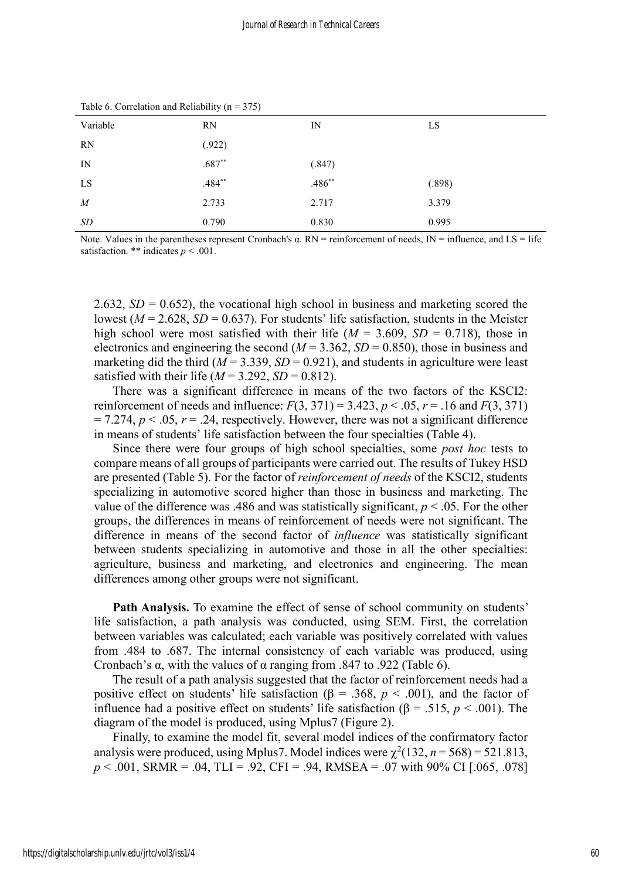Table 6. Correlation and Reliability (n = 375)

| Variable | RN | IN | LS |
|---|---|---|---|
| RN | (.922) | | |
| IN | .687** | (.847) | |
| LS | .484** | .486** | (.898) |
| *M* | 2.733 | 2.717 | 3.379 |
| *SD* | 0.790 | 0.830 | 0.995 |

Note. Values in the parentheses represent Cronbach's α. RN = reinforcement of needs, IN = influence, and LS = life satisfaction. ** indicates $p < .001$.

2.632, $SD = 0.652$), the vocational high school in business and marketing scored the lowest ($M = 2.628$, $SD = 0.637$). For students' life satisfaction, students in the Meister high school were most satisfied with their life ($M = 3.609$, $SD = 0.718$), those in electronics and engineering the second ($M = 3.362$, $SD = 0.850$), those in business and marketing did the third ($M = 3.339$, $SD = 0.921$), and students in agriculture were least satisfied with their life ($M = 3.292$, $SD = 0.812$).

There was a significant difference in means of the two factors of the KSCI2: reinforcement of needs and influence: $F(3, 371) = 3.423$, $p < .05$, $r = .16$ and $F(3, 371) = 7.274$, $p < .05$, $r = .24$, respectively. However, there was not a significant difference in means of students' life satisfaction between the four specialties (Table 4).

Since there were four groups of high school specialties, some *post hoc* tests to compare means of all groups of participants were carried out. The results of Tukey HSD are presented (Table 5). For the factor of *reinforcement of needs* of the KSCI2, students specializing in automotive scored higher than those in business and marketing. The value of the difference was .486 and was statistically significant, $p < .05$. For the other groups, the differences in means of reinforcement of needs were not significant. The difference in means of the second factor of *influence* was statistically significant between students specializing in automotive and those in all the other specialties: agriculture, business and marketing, and electronics and engineering. The mean differences among other groups were not significant.

**Path Analysis.** To examine the effect of sense of school community on students' life satisfaction, a path analysis was conducted, using SEM. First, the correlation between variables was calculated; each variable was positively correlated with values from .484 to .687. The internal consistency of each variable was produced, using Cronbach's α, with the values of α ranging from .847 to .922 (Table 6).

The result of a path analysis suggested that the factor of reinforcement needs had a positive effect on students' life satisfaction ($\beta = .368$, $p < .001$), and the factor of influence had a positive effect on students' life satisfaction ($\beta = .515$, $p < .001$). The diagram of the model is produced, using Mplus7 (Figure 2).

Finally, to examine the model fit, several model indices of the confirmatory factor analysis were produced, using Mplus7. Model indices were $\chi^2(132, n = 568) = 521.813$, $p < .001$, SRMR = .04, TLI = .92, CFI = .94, RMSEA = .07 with 90% CI [.065, .078]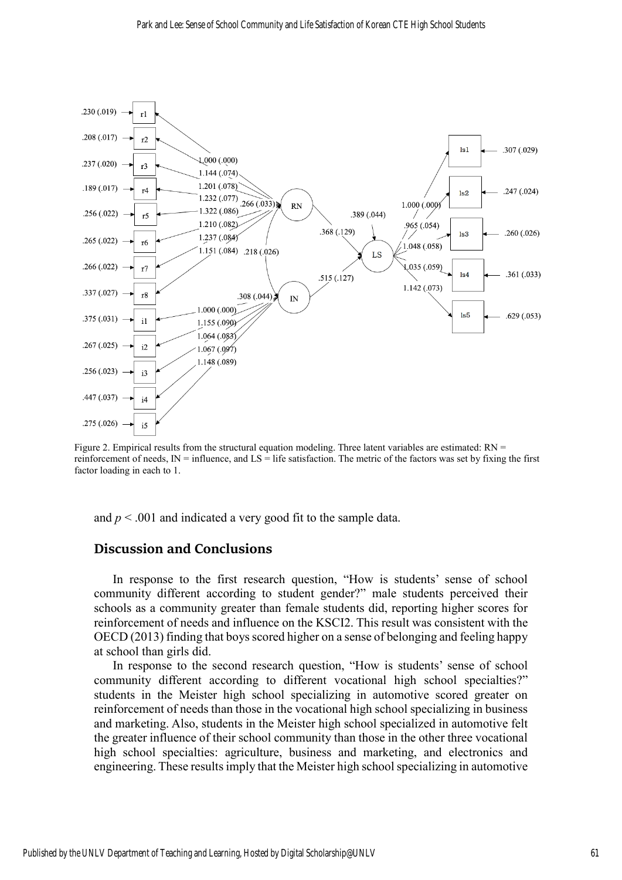Figure 2. Empirical results from the structural equation modeling. Three latent variables are estimated: RN = reinforcement of needs, IN = influence, and LS = life satisfaction. The metric of the factors was set by fixing the first factor loading in each to 1.

and $p < .001$ and indicated a very good fit to the sample data.

## Discussion and Conclusions

In response to the first research question, "How is students' sense of school community different according to student gender?" male students perceived their schools as a community greater than female students did, reporting higher scores for reinforcement of needs and influence on the KSCI2. This result was consistent with the OECD (2013) finding that boys scored higher on a sense of belonging and feeling happy at school than girls did.

In response to the second research question, "How is students' sense of school community different according to different vocational high school specialties?" students in the Meister high school specializing in automotive scored greater on reinforcement of needs than those in the vocational high school specializing in business and marketing. Also, students in the Meister high school specialized in automotive felt the greater influence of their school community than those in the other three vocational high school specialties: agriculture, business and marketing, and electronics and engineering. These results imply that the Meister high school specializing in automotive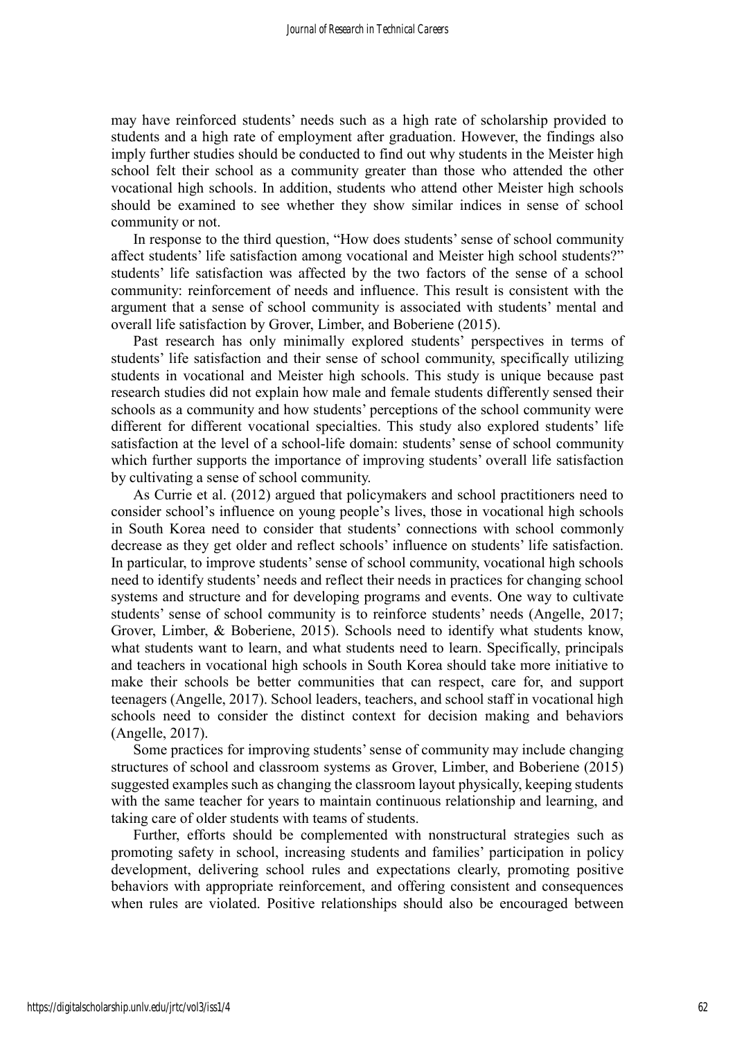may have reinforced students' needs such as a high rate of scholarship provided to students and a high rate of employment after graduation. However, the findings also imply further studies should be conducted to find out why students in the Meister high school felt their school as a community greater than those who attended the other vocational high schools. In addition, students who attend other Meister high schools should be examined to see whether they show similar indices in sense of school community or not.

In response to the third question, "How does students' sense of school community affect students' life satisfaction among vocational and Meister high school students?" students' life satisfaction was affected by the two factors of the sense of a school community: reinforcement of needs and influence. This result is consistent with the argument that a sense of school community is associated with students' mental and overall life satisfaction by Grover, Limber, and Boberiene (2015).

Past research has only minimally explored students' perspectives in terms of students' life satisfaction and their sense of school community, specifically utilizing students in vocational and Meister high schools. This study is unique because past research studies did not explain how male and female students differently sensed their schools as a community and how students' perceptions of the school community were different for different vocational specialties. This study also explored students' life satisfaction at the level of a school-life domain: students' sense of school community which further supports the importance of improving students' overall life satisfaction by cultivating a sense of school community.

As Currie et al. (2012) argued that policymakers and school practitioners need to consider school's influence on young people's lives, those in vocational high schools in South Korea need to consider that students' connections with school commonly decrease as they get older and reflect schools' influence on students' life satisfaction. In particular, to improve students' sense of school community, vocational high schools need to identify students' needs and reflect their needs in practices for changing school systems and structure and for developing programs and events. One way to cultivate students' sense of school community is to reinforce students' needs (Angelle, 2017; Grover, Limber, & Boberiene, 2015). Schools need to identify what students know, what students want to learn, and what students need to learn. Specifically, principals and teachers in vocational high schools in South Korea should take more initiative to make their schools be better communities that can respect, care for, and support teenagers (Angelle, 2017). School leaders, teachers, and school staff in vocational high schools need to consider the distinct context for decision making and behaviors (Angelle, 2017).

Some practices for improving students' sense of community may include changing structures of school and classroom systems as Grover, Limber, and Boberiene (2015) suggested examples such as changing the classroom layout physically, keeping students with the same teacher for years to maintain continuous relationship and learning, and taking care of older students with teams of students.

Further, efforts should be complemented with nonstructural strategies such as promoting safety in school, increasing students and families' participation in policy development, delivering school rules and expectations clearly, promoting positive behaviors with appropriate reinforcement, and offering consistent and consequences when rules are violated. Positive relationships should also be encouraged between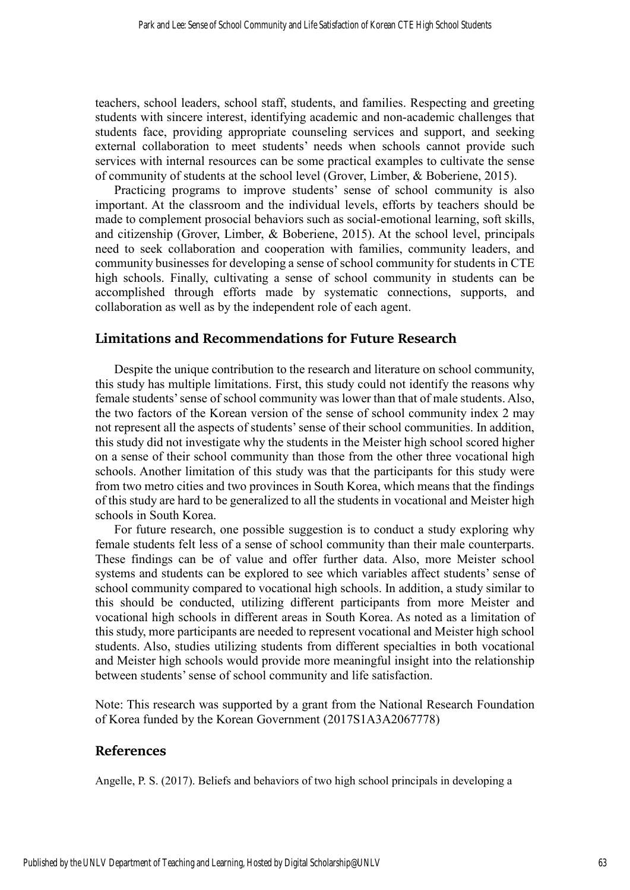teachers, school leaders, school staff, students, and families. Respecting and greeting students with sincere interest, identifying academic and non-academic challenges that students face, providing appropriate counseling services and support, and seeking external collaboration to meet students' needs when schools cannot provide such services with internal resources can be some practical examples to cultivate the sense of community of students at the school level (Grover, Limber, & Boberiene, 2015).

Practicing programs to improve students' sense of school community is also important. At the classroom and the individual levels, efforts by teachers should be made to complement prosocial behaviors such as social-emotional learning, soft skills, and citizenship (Grover, Limber, & Boberiene, 2015). At the school level, principals need to seek collaboration and cooperation with families, community leaders, and community businesses for developing a sense of school community for students in CTE high schools. Finally, cultivating a sense of school community in students can be accomplished through efforts made by systematic connections, supports, and collaboration as well as by the independent role of each agent.

## Limitations and Recommendations for Future Research

Despite the unique contribution to the research and literature on school community, this study has multiple limitations. First, this study could not identify the reasons why female students' sense of school community was lower than that of male students. Also, the two factors of the Korean version of the sense of school community index 2 may not represent all the aspects of students' sense of their school communities. In addition, this study did not investigate why the students in the Meister high school scored higher on a sense of their school community than those from the other three vocational high schools. Another limitation of this study was that the participants for this study were from two metro cities and two provinces in South Korea, which means that the findings of this study are hard to be generalized to all the students in vocational and Meister high schools in South Korea.

For future research, one possible suggestion is to conduct a study exploring why female students felt less of a sense of school community than their male counterparts. These findings can be of value and offer further data. Also, more Meister school systems and students can be explored to see which variables affect students' sense of school community compared to vocational high schools. In addition, a study similar to this should be conducted, utilizing different participants from more Meister and vocational high schools in different areas in South Korea. As noted as a limitation of this study, more participants are needed to represent vocational and Meister high school students. Also, studies utilizing students from different specialties in both vocational and Meister high schools would provide more meaningful insight into the relationship between students' sense of school community and life satisfaction.

Note: This research was supported by a grant from the National Research Foundation of Korea funded by the Korean Government (2017S1A3A2067778)

## References

Angelle, P. S. (2017). Beliefs and behaviors of two high school principals in developing a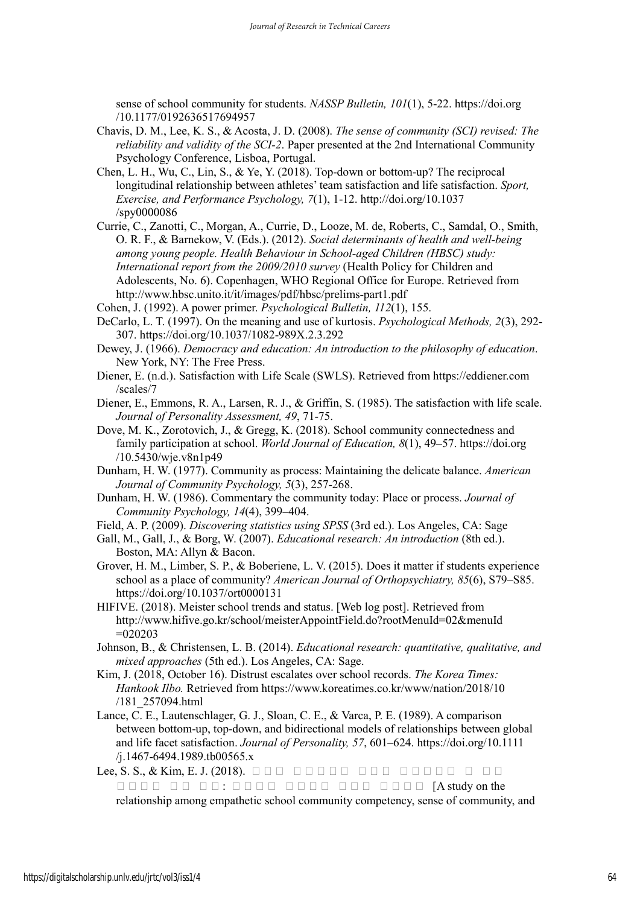sense of school community for students. *NASSP Bulletin, 101*(1), 5-22. https://doi.org/10.1177/0192636517694957

Chavis, D. M., Lee, K. S., & Acosta, J. D. (2008). *The sense of community (SCI) revised: The reliability and validity of the SCI-2*. Paper presented at the 2nd International Community Psychology Conference, Lisboa, Portugal.

Chen, L. H., Wu, C., Lin, S., & Ye, Y. (2018). Top-down or bottom-up? The reciprocal longitudinal relationship between athletes' team satisfaction and life satisfaction. *Sport, Exercise, and Performance Psychology, 7*(1), 1-12. http://doi.org/10.1037/spy0000086

Currie, C., Zanotti, C., Morgan, A., Currie, D., Looze, M. de, Roberts, C., Samdal, O., Smith, O. R. F., & Barnekow, V. (Eds.). (2012). *Social determinants of health and well-being among young people. Health Behaviour in School-aged Children (HBSC) study: International report from the 2009/2010 survey* (Health Policy for Children and Adolescents, No. 6). Copenhagen, WHO Regional Office for Europe. Retrieved from http://www.hbsc.unito.it/it/images/pdf/hbsc/prelims-part1.pdf

Cohen, J. (1992). A power primer. *Psychological Bulletin, 112*(1), 155.

DeCarlo, L. T. (1997). On the meaning and use of kurtosis. *Psychological Methods, 2*(3), 292-307. https://doi.org/10.1037/1082-989X.2.3.292

Dewey, J. (1966). *Democracy and education: An introduction to the philosophy of education*. New York, NY: The Free Press.

Diener, E. (n.d.). Satisfaction with Life Scale (SWLS). Retrieved from https://eddiener.com/scales/7

Diener, E., Emmons, R. A., Larsen, R. J., & Griffin, S. (1985). The satisfaction with life scale. *Journal of Personality Assessment, 49*, 71-75.

Dove, M. K., Zorotovich, J., & Gregg, K. (2018). School community connectedness and family participation at school. *World Journal of Education, 8*(1), 49–57. https://doi.org/10.5430/wje.v8n1p49

Dunham, H. W. (1977). Community as process: Maintaining the delicate balance. *American Journal of Community Psychology, 5*(3), 257-268.

Dunham, H. W. (1986). Commentary the community today: Place or process. *Journal of Community Psychology, 14*(4), 399–404.

Field, A. P. (2009). *Discovering statistics using SPSS* (3rd ed.). Los Angeles, CA: Sage

Gall, M., Gall, J., & Borg, W. (2007). *Educational research: An introduction* (8th ed.). Boston, MA: Allyn & Bacon.

Grover, H. M., Limber, S. P., & Boberiene, L. V. (2015). Does it matter if students experience school as a place of community? *American Journal of Orthopsychiatry, 85*(6), S79–S85. https://doi.org/10.1037/ort0000131

HIFIVE. (2018). Meister school trends and status. [Web log post]. Retrieved from http://www.hifive.go.kr/school/meisterAppointField.do?rootMenuId=02&menuId=020203

Johnson, B., & Christensen, L. B. (2014). *Educational research: quantitative, qualitative, and mixed approaches* (5th ed.). Los Angeles, CA: Sage.

Kim, J. (2018, October 16). Distrust escalates over school records. *The Korea Times: Hankook Ilbo.* Retrieved from https://www.koreatimes.co.kr/www/nation/2018/10/181_257094.html

Lance, C. E., Lautenschlager, G. J., Sloan, C. E., & Varca, P. E. (1989). A comparison between bottom-up, top-down, and bidirectional models of relationships between global and life facet satisfaction. *Journal of Personality, 57*, 601–624. https://doi.org/10.1111/j.1467-6494.1989.tb00565.x

Lee, S. S., & Kim, E. J. (2018). □□□ □□□□□ □□□ □□□□□ □ □□ □□□□ □□ □□: □□□□ □□□□ □□□ □□□□ [A study on the relationship among empathetic school community competency, sense of community, and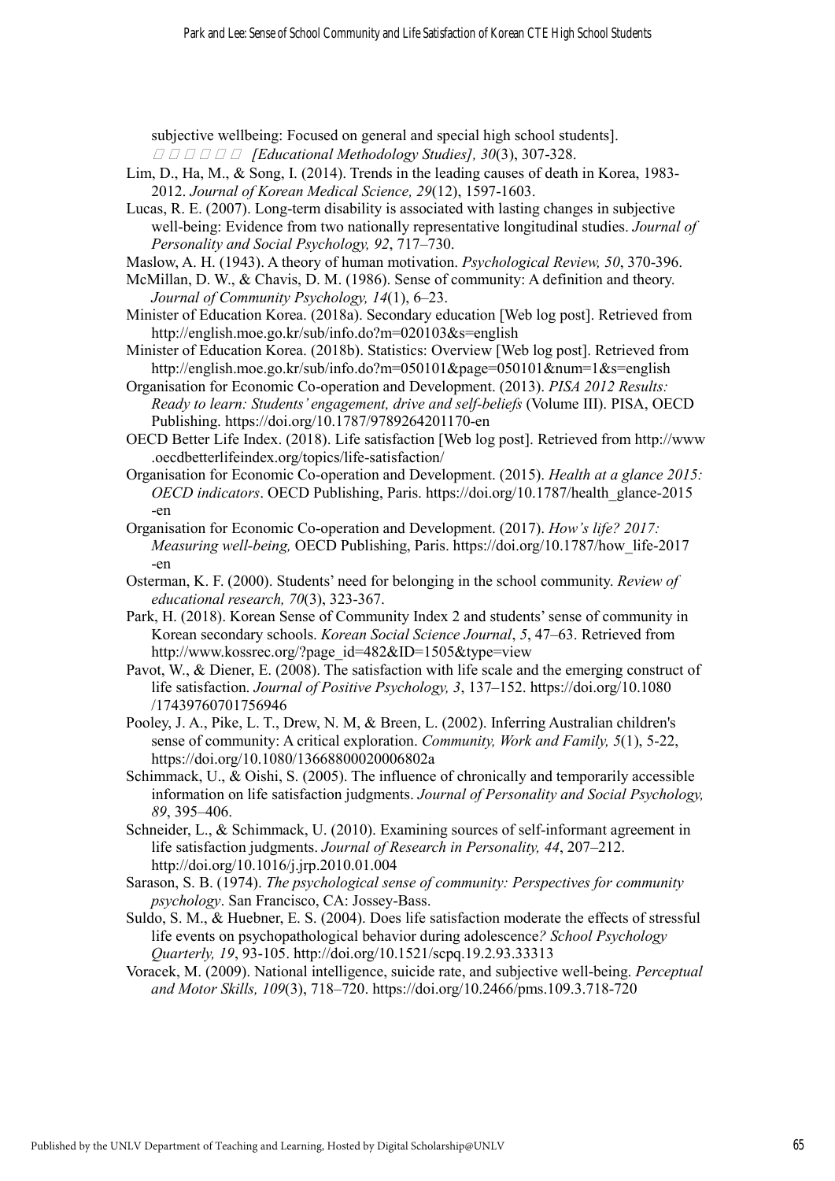subjective wellbeing: Focused on general and special high school students]. □□□□□□ *[Educational Methodology Studies], 30*(3), 307-328.

Lim, D., Ha, M., & Song, I. (2014). Trends in the leading causes of death in Korea, 1983-2012. *Journal of Korean Medical Science, 29*(12), 1597-1603.

Lucas, R. E. (2007). Long-term disability is associated with lasting changes in subjective well-being: Evidence from two nationally representative longitudinal studies. *Journal of Personality and Social Psychology, 92*, 717–730.

Maslow, A. H. (1943). A theory of human motivation. *Psychological Review, 50*, 370-396.

McMillan, D. W., & Chavis, D. M. (1986). Sense of community: A definition and theory. *Journal of Community Psychology, 14*(1), 6–23.

Minister of Education Korea. (2018a). Secondary education [Web log post]. Retrieved from http://english.moe.go.kr/sub/info.do?m=020103&s=english

Minister of Education Korea. (2018b). Statistics: Overview [Web log post]. Retrieved from http://english.moe.go.kr/sub/info.do?m=050101&page=050101&num=1&s=english

Organisation for Economic Co-operation and Development. (2013). *PISA 2012 Results: Ready to learn: Students' engagement, drive and self-beliefs* (Volume III). PISA, OECD Publishing. https://doi.org/10.1787/9789264201170-en

OECD Better Life Index. (2018). Life satisfaction [Web log post]. Retrieved from http://www.oecdbetterlifeindex.org/topics/life-satisfaction/

Organisation for Economic Co-operation and Development. (2015). *Health at a glance 2015: OECD indicators*. OECD Publishing, Paris. https://doi.org/10.1787/health_glance-2015-en

Organisation for Economic Co-operation and Development. (2017). *How's life? 2017: Measuring well-being,* OECD Publishing, Paris. https://doi.org/10.1787/how_life-2017-en

Osterman, K. F. (2000). Students' need for belonging in the school community. *Review of educational research, 70*(3), 323-367.

Park, H. (2018). Korean Sense of Community Index 2 and students' sense of community in Korean secondary schools. *Korean Social Science Journal*, *5*, 47–63. Retrieved from http://www.kossrec.org/?page_id=482&ID=1505&type=view

Pavot, W., & Diener, E. (2008). The satisfaction with life scale and the emerging construct of life satisfaction. *Journal of Positive Psychology, 3*, 137–152. https://doi.org/10.1080/17439760701756946

Pooley, J. A., Pike, L. T., Drew, N. M, & Breen, L. (2002). Inferring Australian children's sense of community: A critical exploration. *Community, Work and Family, 5*(1), 5-22, https://doi.org/10.1080/13668800020006802a

Schimmack, U., & Oishi, S. (2005). The influence of chronically and temporarily accessible information on life satisfaction judgments. *Journal of Personality and Social Psychology, 89*, 395–406.

Schneider, L., & Schimmack, U. (2010). Examining sources of self-informant agreement in life satisfaction judgments. *Journal of Research in Personality, 44*, 207–212. http://doi.org/10.1016/j.jrp.2010.01.004

Sarason, S. B. (1974). *The psychological sense of community: Perspectives for community psychology*. San Francisco, CA: Jossey-Bass.

Suldo, S. M., & Huebner, E. S. (2004). Does life satisfaction moderate the effects of stressful life events on psychopathological behavior during adolescence*? School Psychology Quarterly, 19*, 93-105. http://doi.org/10.1521/scpq.19.2.93.33313

Voracek, M. (2009). National intelligence, suicide rate, and subjective well-being. *Perceptual and Motor Skills, 109*(3), 718–720. https://doi.org/10.2466/pms.109.3.718-720